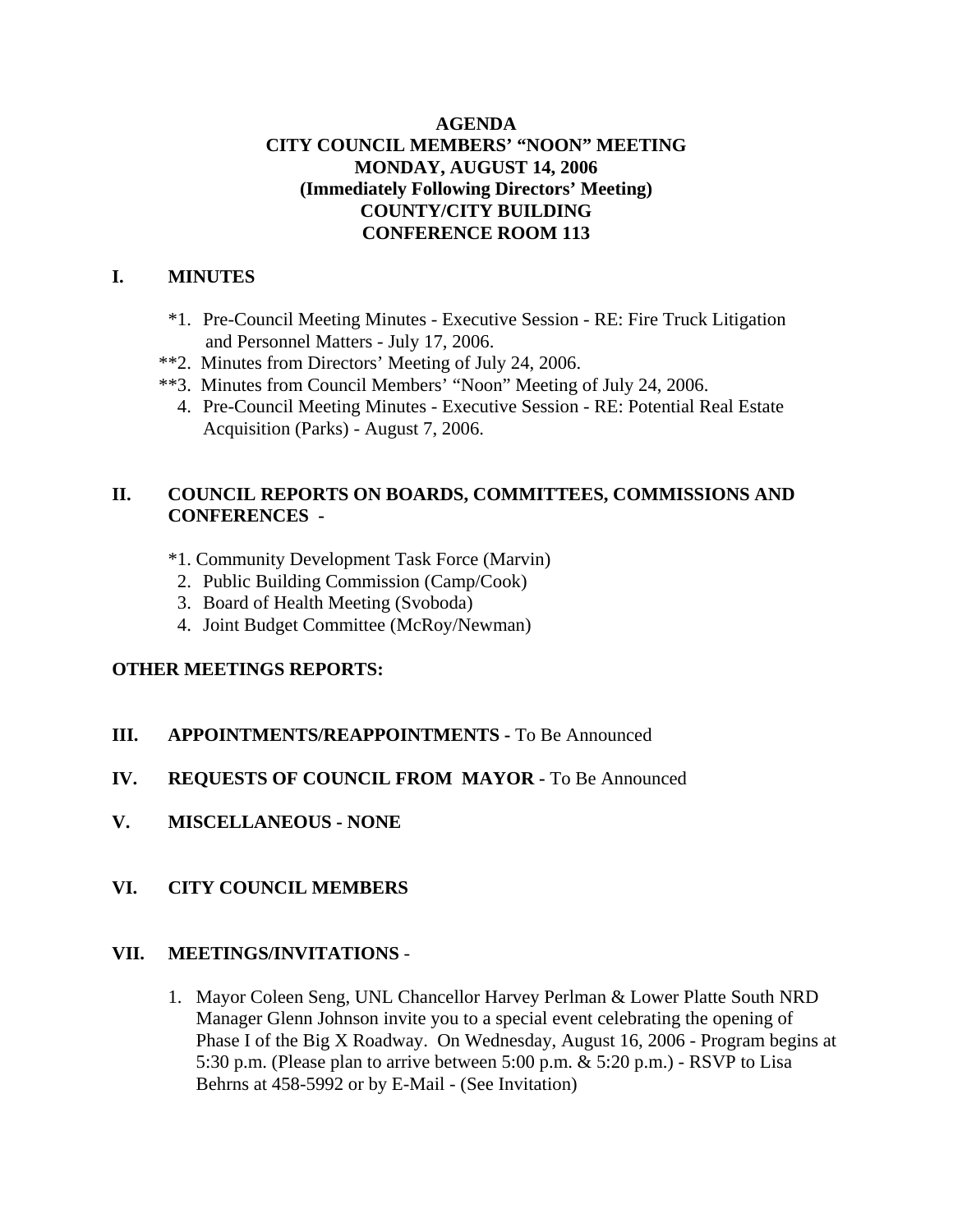# AGENDA
## CITY COUNCIL MEMBERS' "NOON" MEETING
## MONDAY, AUGUST 14, 2006
## (Immediately Following Directors' Meeting)
## COUNTY/CITY BUILDING
## CONFERENCE ROOM 113

## I. MINUTES

*1. Pre-Council Meeting Minutes - Executive Session - RE: Fire Truck Litigation and Personnel Matters - July 17, 2006.

**2. Minutes from Directors' Meeting of July 24, 2006.

**3. Minutes from Council Members' "Noon" Meeting of July 24, 2006.

4. Pre-Council Meeting Minutes - Executive Session - RE: Potential Real Estate Acquisition (Parks) - August 7, 2006.

## II. COUNCIL REPORTS ON BOARDS, COMMITTEES, COMMISSIONS AND CONFERENCES -

*1. Community Development Task Force (Marvin)

2. Public Building Commission (Camp/Cook)

3. Board of Health Meeting (Svoboda)

4. Joint Budget Committee (McRoy/Newman)

**OTHER MEETINGS REPORTS:**

## III. APPOINTMENTS/REAPPOINTMENTS - To Be Announced

## IV. REQUESTS OF COUNCIL FROM MAYOR - To Be Announced

## V. MISCELLANEOUS - NONE

## VI. CITY COUNCIL MEMBERS

## VII. MEETINGS/INVITATIONS -

1. Mayor Coleen Seng, UNL Chancellor Harvey Perlman & Lower Platte South NRD Manager Glenn Johnson invite you to a special event celebrating the opening of Phase I of the Big X Roadway. On Wednesday, August 16, 2006 - Program begins at 5:30 p.m. (Please plan to arrive between 5:00 p.m. & 5:20 p.m.) - RSVP to Lisa Behrns at 458-5992 or by E-Mail - (See Invitation)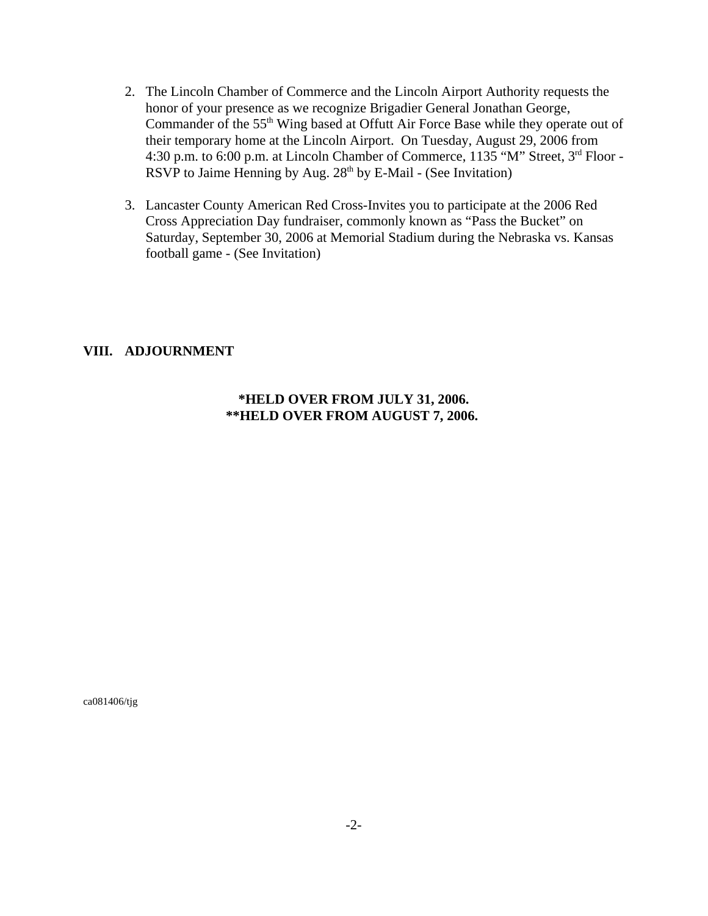2. The Lincoln Chamber of Commerce and the Lincoln Airport Authority requests the honor of your presence as we recognize Brigadier General Jonathan George, Commander of the 55th Wing based at Offutt Air Force Base while they operate out of their temporary home at the Lincoln Airport. On Tuesday, August 29, 2006 from 4:30 p.m. to 6:00 p.m. at Lincoln Chamber of Commerce, 1135 "M" Street, 3rd Floor - RSVP to Jaime Henning by Aug. 28th by E-Mail - (See Invitation)

3. Lancaster County American Red Cross-Invites you to participate at the 2006 Red Cross Appreciation Day fundraiser, commonly known as "Pass the Bucket" on Saturday, September 30, 2006 at Memorial Stadium during the Nebraska vs. Kansas football game - (See Invitation)

## VIII. ADJOURNMENT

**\*HELD OVER FROM JULY 31, 2006.**
**\*\*HELD OVER FROM AUGUST 7, 2006.**

ca081406/tjg